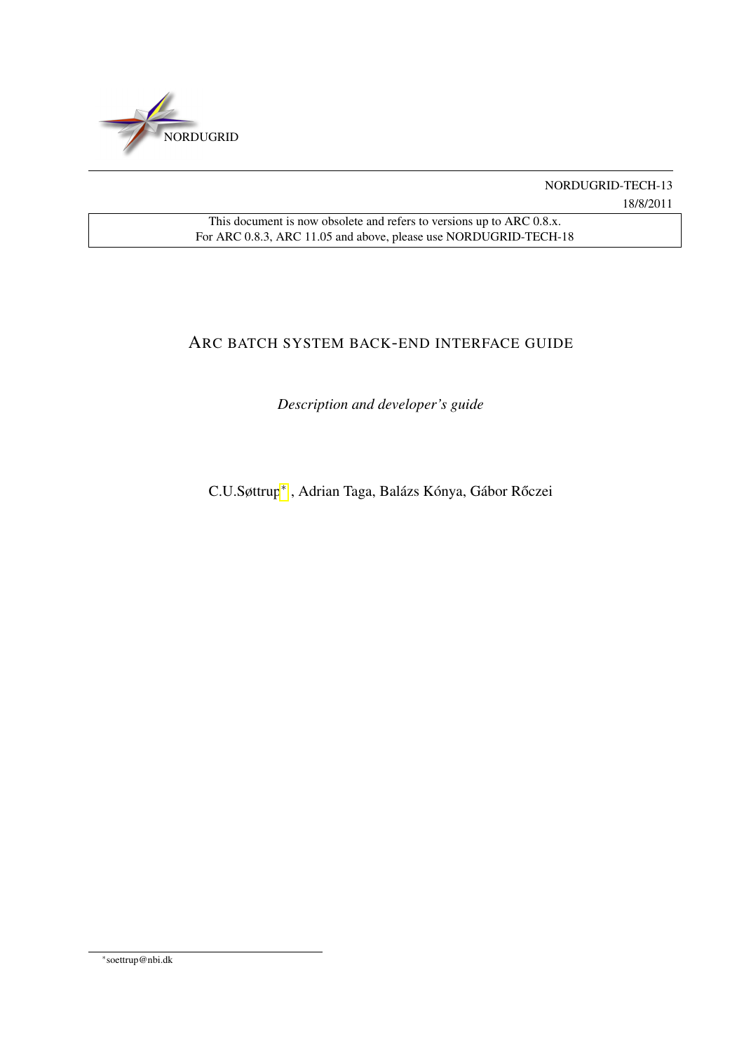NORDUGRID

NORDUGRID-TECH-13

18/8/2011

This document is now obsolete and refers to versions up to ARC 0.8.x.
For ARC 0.8.3, ARC 11.05 and above, please use NORDUGRID-TECH-18

# ARC BATCH SYSTEM BACK-END INTERFACE GUIDE

*Description and developer's guide*

C.U.Søttrup[*], Adrian Taga, Balázs Kónya, Gábor Rőczei

[*] soettrup@nbi.dk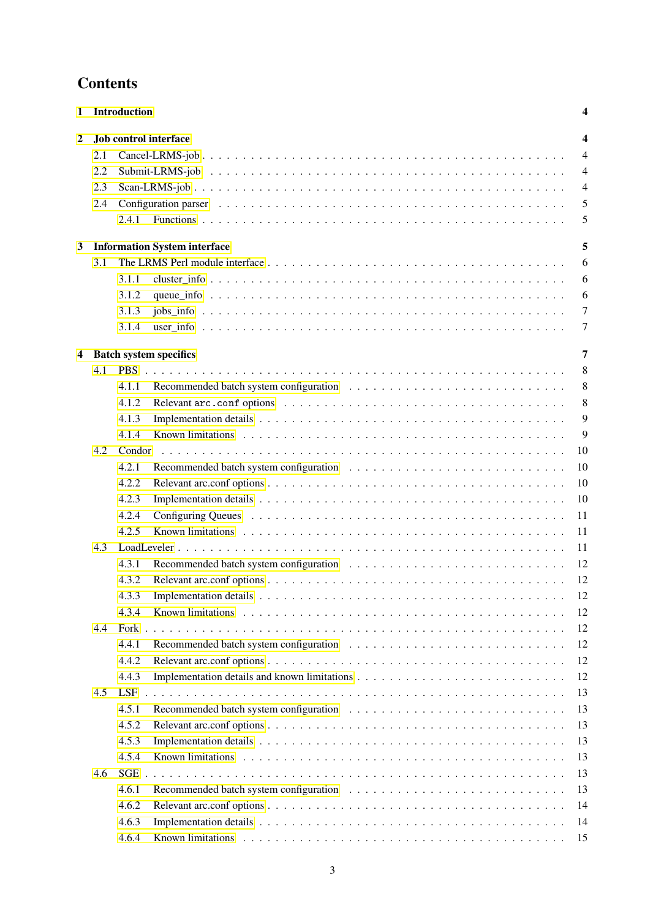# Contents

**1 Introduction** **4**

**2 Job control interface** **4**

- 2.1 Cancel-LRMS-job . . . 4
- 2.2 Submit-LRMS-job . . . 4
- 2.3 Scan-LRMS-job . . . 4
- 2.4 Configuration parser . . . 5
  - 2.4.1 Functions . . . 5

**3 Information System interface** **5**

- 3.1 The LRMS Perl module interface . . . 6
  - 3.1.1 cluster_info . . . 6
  - 3.1.2 queue_info . . . 6
  - 3.1.3 jobs_info . . . 7
  - 3.1.4 user_info . . . 7

**4 Batch system specifics** **7**

- 4.1 PBS . . . 8
  - 4.1.1 Recommended batch system configuration . . . 8
  - 4.1.2 Relevant `arc.conf` options . . . 8
  - 4.1.3 Implementation details . . . 9
  - 4.1.4 Known limitations . . . 9
- 4.2 Condor . . . 10
  - 4.2.1 Recommended batch system configuration . . . 10
  - 4.2.2 Relevant arc.conf options . . . 10
  - 4.2.3 Implementation details . . . 10
  - 4.2.4 Configuring Queues . . . 11
  - 4.2.5 Known limitations . . . 11
- 4.3 LoadLeveler . . . 11
  - 4.3.1 Recommended batch system configuration . . . 12
  - 4.3.2 Relevant arc.conf options . . . 12
  - 4.3.3 Implementation details . . . 12
  - 4.3.4 Known limitations . . . 12
- 4.4 Fork . . . 12
  - 4.4.1 Recommended batch system configuration . . . 12
  - 4.4.2 Relevant arc.conf options . . . 12
  - 4.4.3 Implementation details and known limitations . . . 12
- 4.5 LSF . . . 13
  - 4.5.1 Recommended batch system configuration . . . 13
  - 4.5.2 Relevant arc.conf options . . . 13
  - 4.5.3 Implementation details . . . 13
  - 4.5.4 Known limitations . . . 13
- 4.6 SGE . . . 13
  - 4.6.1 Recommended batch system configuration . . . 13
  - 4.6.2 Relevant arc.conf options . . . 14
  - 4.6.3 Implementation details . . . 14
  - 4.6.4 Known limitations . . . 15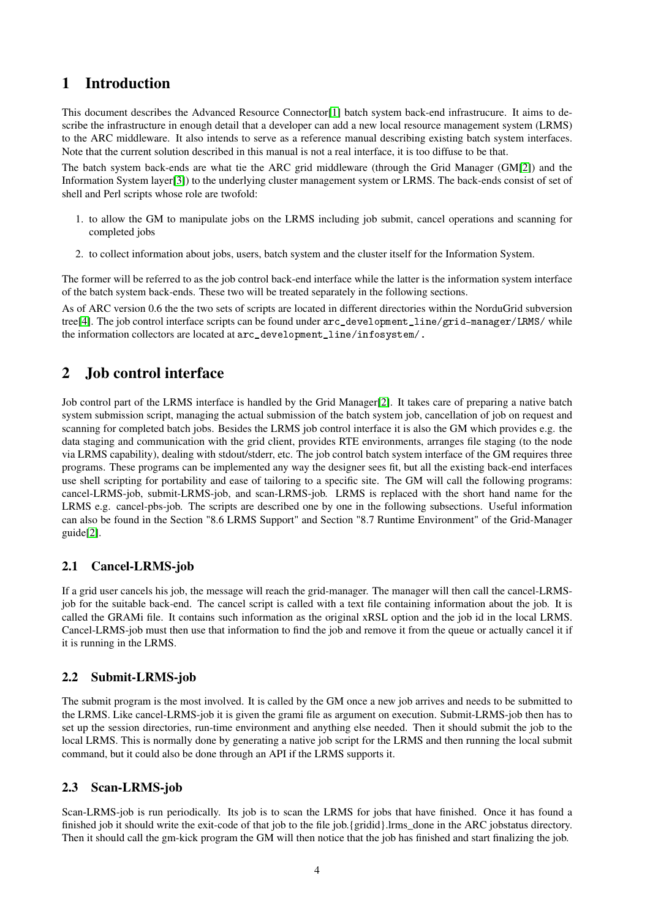# 1 Introduction

This document describes the Advanced Resource Connector[1] batch system back-end infrastrucure. It aims to describe the infrastructure in enough detail that a developer can add a new local resource management system (LRMS) to the ARC middleware. It also intends to serve as a reference manual describing existing batch system interfaces. Note that the current solution described in this manual is not a real interface, it is too diffuse to be that.

The batch system back-ends are what tie the ARC grid middleware (through the Grid Manager (GM[2]) and the Information System layer[3]) to the underlying cluster management system or LRMS. The back-ends consist of set of shell and Perl scripts whose role are twofold:

1. to allow the GM to manipulate jobs on the LRMS including job submit, cancel operations and scanning for completed jobs
2. to collect information about jobs, users, batch system and the cluster itself for the Information System.

The former will be referred to as the job control back-end interface while the latter is the information system interface of the batch system back-ends. These two will be treated separately in the following sections.

As of ARC version 0.6 the the two sets of scripts are located in different directories within the NorduGrid subversion tree[4]. The job control interface scripts can be found under `arc_development_line/grid-manager/LRMS/` while the information collectors are located at `arc_development_line/infosystem/`.

# 2 Job control interface

Job control part of the LRMS interface is handled by the Grid Manager[2]. It takes care of preparing a native batch system submission script, managing the actual submission of the batch system job, cancellation of job on request and scanning for completed batch jobs. Besides the LRMS job control interface it is also the GM which provides e.g. the data staging and communication with the grid client, provides RTE environments, arranges file staging (to the node via LRMS capability), dealing with stdout/stderr, etc. The job control batch system interface of the GM requires three programs. These programs can be implemented any way the designer sees fit, but all the existing back-end interfaces use shell scripting for portability and ease of tailoring to a specific site. The GM will call the following programs: cancel-LRMS-job, submit-LRMS-job, and scan-LRMS-job. LRMS is replaced with the short hand name for the LRMS e.g. cancel-pbs-job. The scripts are described one by one in the following subsections. Useful information can also be found in the Section "8.6 LRMS Support" and Section "8.7 Runtime Environment" of the Grid-Manager guide[2].

## 2.1 Cancel-LRMS-job

If a grid user cancels his job, the message will reach the grid-manager. The manager will then call the cancel-LRMS-job for the suitable back-end. The cancel script is called with a text file containing information about the job. It is called the GRAMi file. It contains such information as the original xRSL option and the job id in the local LRMS. Cancel-LRMS-job must then use that information to find the job and remove it from the queue or actually cancel it if it is running in the LRMS.

## 2.2 Submit-LRMS-job

The submit program is the most involved. It is called by the GM once a new job arrives and needs to be submitted to the LRMS. Like cancel-LRMS-job it is given the grami file as argument on execution. Submit-LRMS-job then has to set up the session directories, run-time environment and anything else needed. Then it should submit the job to the local LRMS. This is normally done by generating a native job script for the LRMS and then running the local submit command, but it could also be done through an API if the LRMS supports it.

## 2.3 Scan-LRMS-job

Scan-LRMS-job is run periodically. Its job is to scan the LRMS for jobs that have finished. Once it has found a finished job it should write the exit-code of that job to the file job.{gridid}.lrms_done in the ARC jobstatus directory. Then it should call the gm-kick program the GM will then notice that the job has finished and start finalizing the job.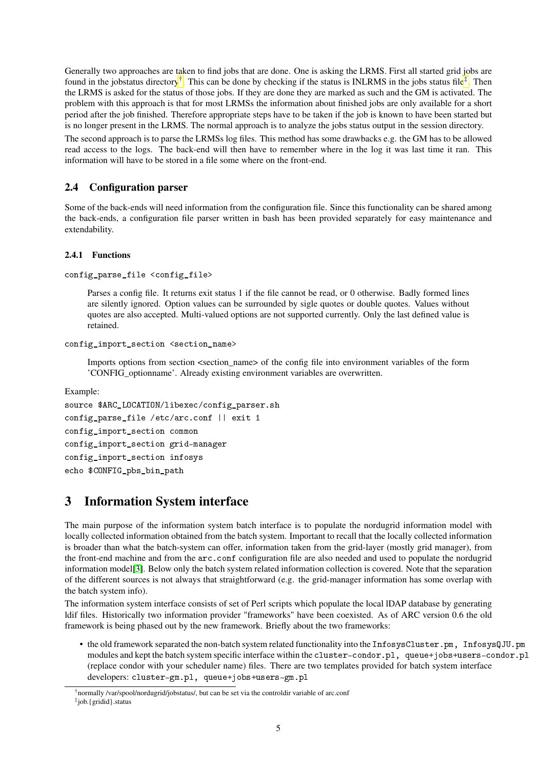Generally two approaches are taken to find jobs that are done. One is asking the LRMS. First all started grid jobs are found in the jobstatus directory[†]. This can be done by checking if the status is INLRMS in the jobs status file[‡]. Then the LRMS is asked for the status of those jobs. If they are done they are marked as such and the GM is activated. The problem with this approach is that for most LRMSs the information about finished jobs are only available for a short period after the job finished. Therefore appropriate steps have to be taken if the job is known to have been started but is no longer present in the LRMS. The normal approach is to analyze the jobs status output in the session directory.

The second approach is to parse the LRMSs log files. This method has some drawbacks e.g. the GM has to be allowed read access to the logs. The back-end will then have to remember where in the log it was last time it ran. This information will have to be stored in a file some where on the front-end.

### 2.4 Configuration parser

Some of the back-ends will need information from the configuration file. Since this functionality can be shared among the back-ends, a configuration file parser written in bash has been provided separately for easy maintenance and extendability.

#### 2.4.1 Functions

`config_parse_file <config_file>`

> Parses a config file. It returns exit status 1 if the file cannot be read, or 0 otherwise. Badly formed lines are silently ignored. Option values can be surrounded by sigle quotes or double quotes. Values without quotes are also accepted. Multi-valued options are not supported currently. Only the last defined value is retained.

`config_import_section <section_name>`

> Imports options from section <section_name> of the config file into environment variables of the form 'CONFIG_optionname'. Already existing environment variables are overwritten.

Example:

```
source $ARC_LOCATION/libexec/config_parser.sh
config_parse_file /etc/arc.conf || exit 1
config_import_section common
config_import_section grid-manager
config_import_section infosys
echo $CONFIG_pbs_bin_path
```

## 3 Information System interface

The main purpose of the information system batch interface is to populate the nordugrid information model with locally collected information obtained from the batch system. Important to recall that the locally collected information is broader than what the batch-system can offer, information taken from the grid-layer (mostly grid manager), from the front-end machine and from the `arc.conf` configuration file are also needed and used to populate the nordugrid information model[3]. Below only the batch system related information collection is covered. Note that the separation of the different sources is not always that straightforward (e.g. the grid-manager information has some overlap with the batch system info).

The information system interface consists of set of Perl scripts which populate the local lDAP database by generating ldif files. Historically two information provider "frameworks" have been coexisted. As of ARC version 0.6 the old framework is being phased out by the new framework. Briefly about the two frameworks:

- the old framework separated the non-batch system related functionality into the `InfosysCluster.pm, InfosysQJU.pm` modules and kept the batch system specific interface within the `cluster-condor.pl, queue+jobs+users-condor.pl` (replace condor with your scheduler name) files. There are two templates provided for batch system interface developers: `cluster-gm.pl, queue+jobs+users-gm.pl`

---

[†] normally /var/spool/nordugrid/jobstatus/, but can be set via the controldir variable of arc.conf

[‡] job.{gridid}.status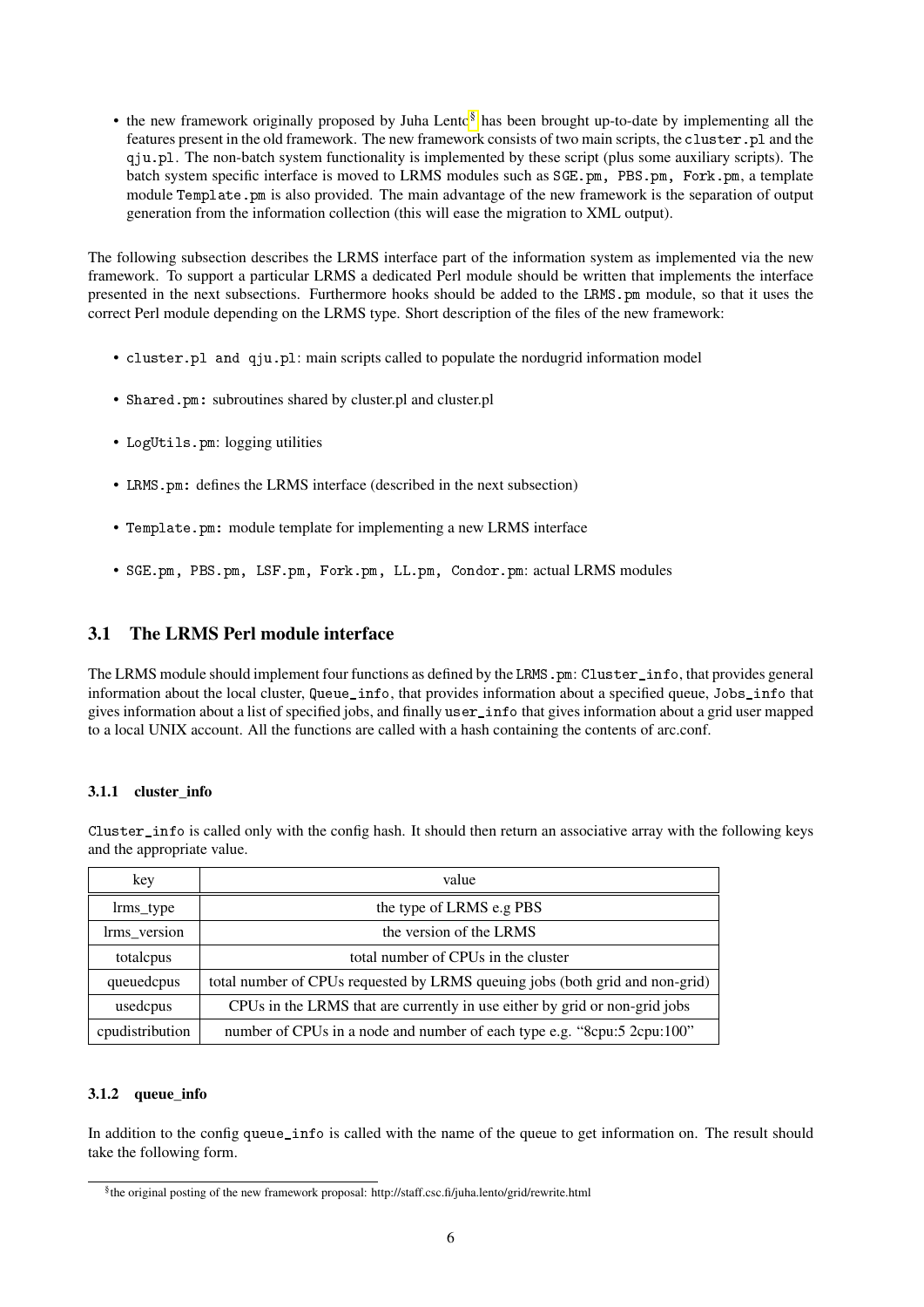- the new framework originally proposed by Juha Lento[§] has been brought up-to-date by implementing all the features present in the old framework. The new framework consists of two main scripts, the `cluster.pl` and the `qju.pl`. The non-batch system functionality is implemented by these script (plus some auxiliary scripts). The batch system specific interface is moved to LRMS modules such as `SGE.pm, PBS.pm, Fork.pm`, a template module `Template.pm` is also provided. The main advantage of the new framework is the separation of output generation from the information collection (this will ease the migration to XML output).

The following subsection describes the LRMS interface part of the information system as implemented via the new framework. To support a particular LRMS a dedicated Perl module should be written that implements the interface presented in the next subsections. Furthermore hooks should be added to the `LRMS.pm` module, so that it uses the correct Perl module depending on the LRMS type. Short description of the files of the new framework:

- `cluster.pl and qju.pl`: main scripts called to populate the nordugrid information model
- `Shared.pm:` subroutines shared by cluster.pl and cluster.pl
- `LogUtils.pm`: logging utilities
- `LRMS.pm:` defines the LRMS interface (described in the next subsection)
- `Template.pm:` module template for implementing a new LRMS interface
- `SGE.pm, PBS.pm, LSF.pm, Fork.pm, LL.pm, Condor.pm`: actual LRMS modules

## 3.1 The LRMS Perl module interface

The LRMS module should implement four functions as defined by the `LRMS.pm`: `Cluster_info`, that provides general information about the local cluster, `Queue_info`, that provides information about a specified queue, `Jobs_info` that gives information about a list of specified jobs, and finally `user_info` that gives information about a grid user mapped to a local UNIX account. All the functions are called with a hash containing the contents of arc.conf.

### 3.1.1 cluster_info

`Cluster_info` is called only with the config hash. It should then return an associative array with the following keys and the appropriate value.

| key | value |
|---|---|
| lrms_type | the type of LRMS e.g PBS |
| lrms_version | the version of the LRMS |
| totalcpus | total number of CPUs in the cluster |
| queuedcpus | total number of CPUs requested by LRMS queuing jobs (both grid and non-grid) |
| usedcpus | CPUs in the LRMS that are currently in use either by grid or non-grid jobs |
| cpudistribution | number of CPUs in a node and number of each type e.g. “8cpu:5 2cpu:100” |

### 3.1.2 queue_info

In addition to the config `queue_info` is called with the name of the queue to get information on. The result should take the following form.

[§] the original posting of the new framework proposal: http://staff.csc.fi/juha.lento/grid/rewrite.html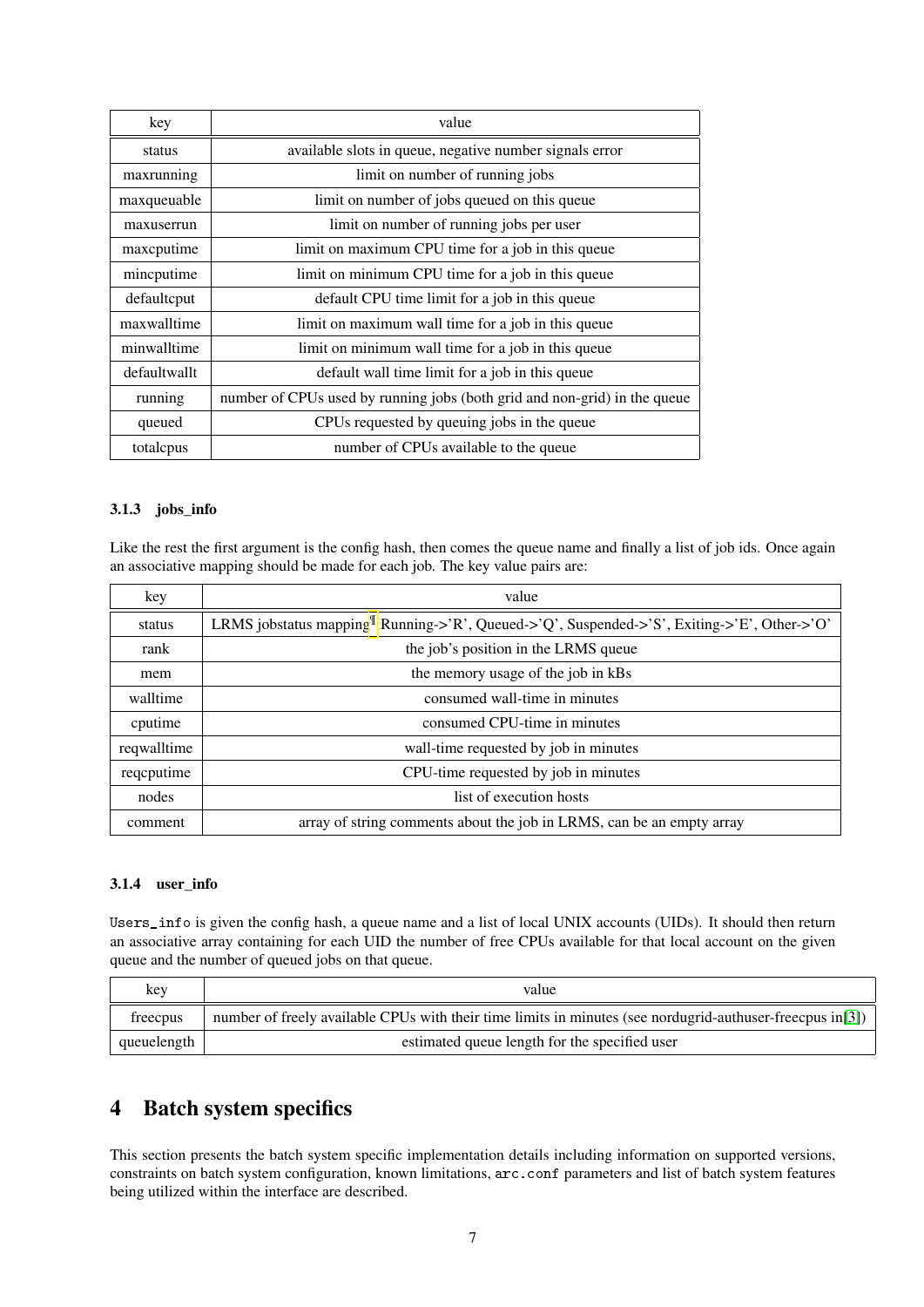| key | value |
| --- | --- |
| status | available slots in queue, negative number signals error |
| maxrunning | limit on number of running jobs |
| maxqueuable | limit on number of jobs queued on this queue |
| maxuserrun | limit on number of running jobs per user |
| maxcputime | limit on maximum CPU time for a job in this queue |
| mincputime | limit on minimum CPU time for a job in this queue |
| defaultcput | default CPU time limit for a job in this queue |
| maxwalltime | limit on maximum wall time for a job in this queue |
| minwalltime | limit on minimum wall time for a job in this queue |
| defaultwallt | default wall time limit for a job in this queue |
| running | number of CPUs used by running jobs (both grid and non-grid) in the queue |
| queued | CPUs requested by queuing jobs in the queue |
| totalcpus | number of CPUs available to the queue |

### 3.1.3 jobs_info

Like the rest the first argument is the config hash, then comes the queue name and finally a list of job ids. Once again an associative mapping should be made for each job. The key value pairs are:

| key | value |
| --- | --- |
| status | LRMS jobstatus mapping[¶] Running->'R', Queued->'Q', Suspended->'S', Exiting->'E', Other->'O' |
| rank | the job's position in the LRMS queue |
| mem | the memory usage of the job in kBs |
| walltime | consumed wall-time in minutes |
| cputime | consumed CPU-time in minutes |
| reqwalltime | wall-time requested by job in minutes |
| reqcputime | CPU-time requested by job in minutes |
| nodes | list of execution hosts |
| comment | array of string comments about the job in LRMS, can be an empty array |

### 3.1.4 user_info

`Users_info` is given the config hash, a queue name and a list of local UNIX accounts (UIDs). It should then return an associative array containing for each UID the number of free CPUs available for that local account on the given queue and the number of queued jobs on that queue.

| key | value |
| --- | --- |
| freecpus | number of freely available CPUs with their time limits in minutes (see nordugrid-authuser-freecpus in[3]) |
| queuelength | estimated queue length for the specified user |

# 4 Batch system specifics

This section presents the batch system specific implementation details including information on supported versions, constraints on batch system configuration, known limitations, `arc.conf` parameters and list of batch system features being utilized within the interface are described.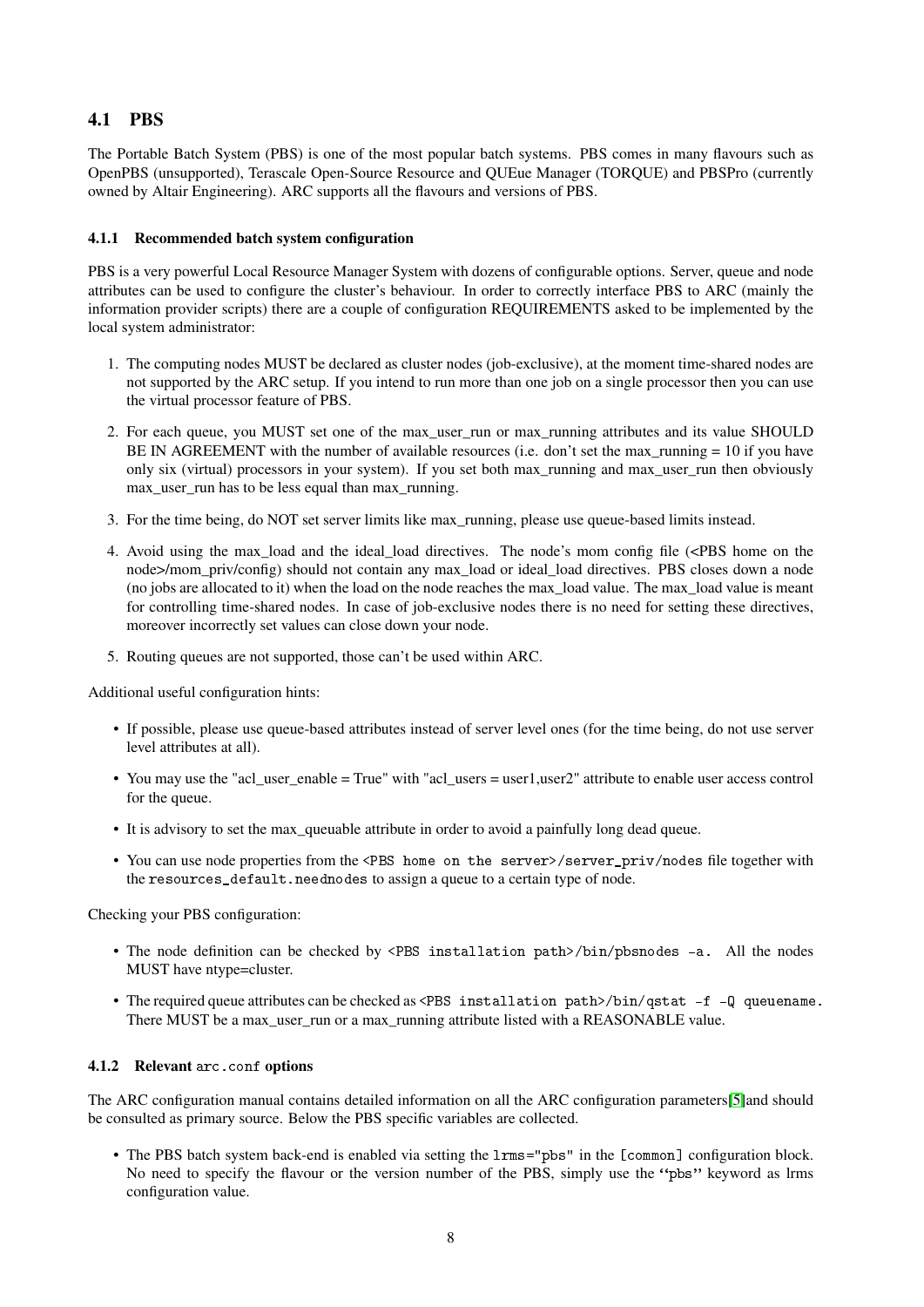## 4.1 PBS

The Portable Batch System (PBS) is one of the most popular batch systems. PBS comes in many flavours such as OpenPBS (unsupported), Terascale Open-Source Resource and QUEue Manager (TORQUE) and PBSPro (currently owned by Altair Engineering). ARC supports all the flavours and versions of PBS.

### 4.1.1 Recommended batch system configuration

PBS is a very powerful Local Resource Manager System with dozens of configurable options. Server, queue and node attributes can be used to configure the cluster's behaviour. In order to correctly interface PBS to ARC (mainly the information provider scripts) there are a couple of configuration REQUIREMENTS asked to be implemented by the local system administrator:

1. The computing nodes MUST be declared as cluster nodes (job-exclusive), at the moment time-shared nodes are not supported by the ARC setup. If you intend to run more than one job on a single processor then you can use the virtual processor feature of PBS.
2. For each queue, you MUST set one of the max_user_run or max_running attributes and its value SHOULD BE IN AGREEMENT with the number of available resources (i.e. don't set the max_running = 10 if you have only six (virtual) processors in your system). If you set both max_running and max_user_run then obviously max_user_run has to be less equal than max_running.
3. For the time being, do NOT set server limits like max_running, please use queue-based limits instead.
4. Avoid using the max_load and the ideal_load directives. The node's mom config file (<PBS home on the node>/mom_priv/config) should not contain any max_load or ideal_load directives. PBS closes down a node (no jobs are allocated to it) when the load on the node reaches the max_load value. The max_load value is meant for controlling time-shared nodes. In case of job-exclusive nodes there is no need for setting these directives, moreover incorrectly set values can close down your node.
5. Routing queues are not supported, those can't be used within ARC.

Additional useful configuration hints:

- If possible, please use queue-based attributes instead of server level ones (for the time being, do not use server level attributes at all).
- You may use the "acl_user_enable = True" with "acl_users = user1,user2" attribute to enable user access control for the queue.
- It is advisory to set the max_queuable attribute in order to avoid a painfully long dead queue.
- You can use node properties from the `<PBS home on the server>/server_priv/nodes` file together with the `resources_default.neednodes` to assign a queue to a certain type of node.

Checking your PBS configuration:

- The node definition can be checked by `<PBS installation path>/bin/pbsnodes -a`. All the nodes MUST have ntype=cluster.
- The required queue attributes can be checked as `<PBS installation path>/bin/qstat -f -Q queuename`. There MUST be a max_user_run or a max_running attribute listed with a REASONABLE value.

### 4.1.2 Relevant `arc.conf` options

The ARC configuration manual contains detailed information on all the ARC configuration parameters[5]and should be consulted as primary source. Below the PBS specific variables are collected.

- The PBS batch system back-end is enabled via setting the `lrms="pbs"` in the `[common]` configuration block. No need to specify the flavour or the version number of the PBS, simply use the "`pbs`" keyword as lrms configuration value.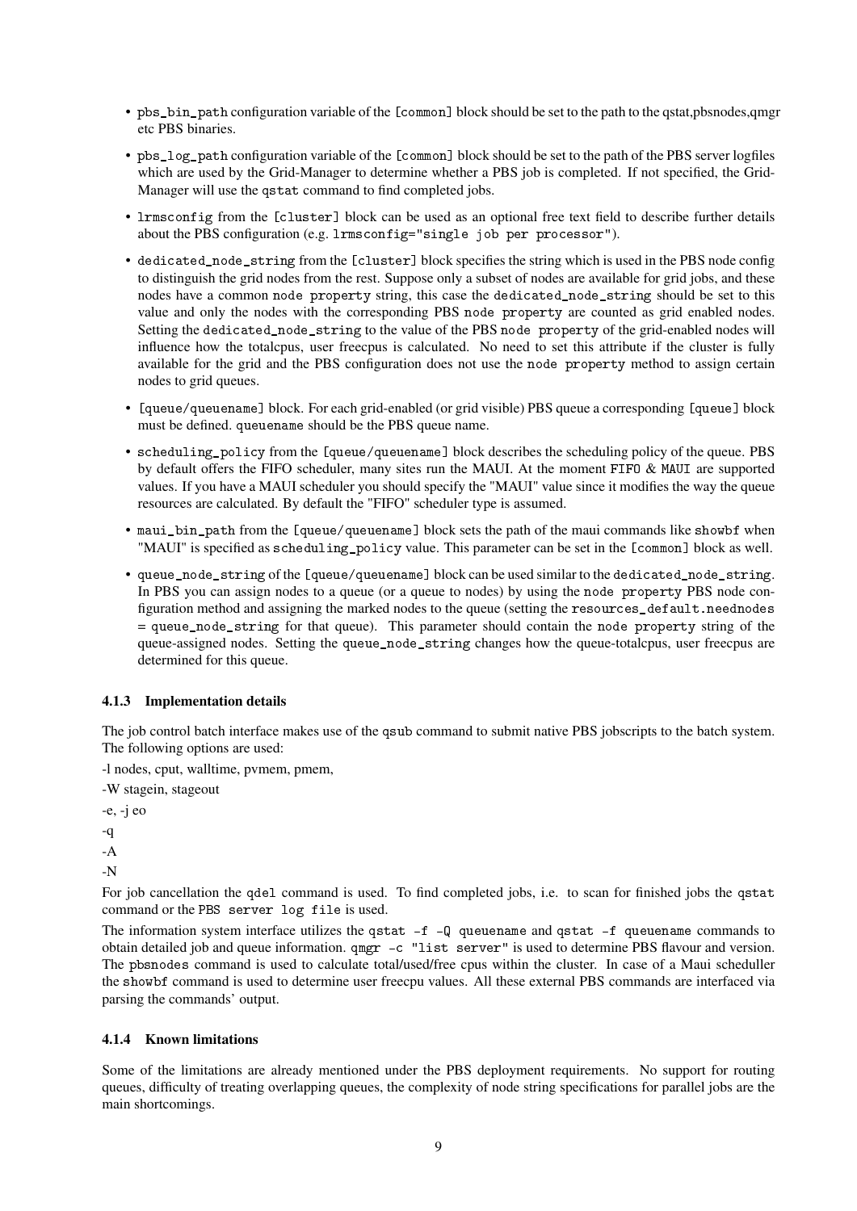- `pbs_bin_path` configuration variable of the `[common]` block should be set to the path to the qstat,pbsnodes,qmgr etc PBS binaries.
- `pbs_log_path` configuration variable of the `[common]` block should be set to the path of the PBS server logfiles which are used by the Grid-Manager to determine whether a PBS job is completed. If not specified, the Grid-Manager will use the `qstat` command to find completed jobs.
- `lrmsconfig` from the `[cluster]` block can be used as an optional free text field to describe further details about the PBS configuration (e.g. `lrmsconfig="single job per processor"`).
- `dedicated_node_string` from the `[cluster]` block specifies the string which is used in the PBS node config to distinguish the grid nodes from the rest. Suppose only a subset of nodes are available for grid jobs, and these nodes have a common `node property` string, this case the `dedicated_node_string` should be set to this value and only the nodes with the corresponding PBS `node property` are counted as grid enabled nodes. Setting the `dedicated_node_string` to the value of the PBS `node property` of the grid-enabled nodes will influence how the totalcpus, user freecpus is calculated. No need to set this attribute if the cluster is fully available for the grid and the PBS configuration does not use the `node property` method to assign certain nodes to grid queues.
- `[queue/queuename]` block. For each grid-enabled (or grid visible) PBS queue a corresponding `[queue]` block must be defined. `queuename` should be the PBS queue name.
- `scheduling_policy` from the `[queue/queuename]` block describes the scheduling policy of the queue. PBS by default offers the FIFO scheduler, many sites run the MAUI. At the moment `FIFO` & `MAUI` are supported values. If you have a MAUI scheduler you should specify the "MAUI" value since it modifies the way the queue resources are calculated. By default the "FIFO" scheduler type is assumed.
- `maui_bin_path` from the `[queue/queuename]` block sets the path of the maui commands like `showbf` when "MAUI" is specified as `scheduling_policy` value. This parameter can be set in the `[common]` block as well.
- `queue_node_string` of the `[queue/queuename]` block can be used similar to the `dedicated_node_string`. In PBS you can assign nodes to a queue (or a queue to nodes) by using the `node property` PBS node configuration method and assigning the marked nodes to the queue (setting the `resources_default.neednodes = queue_node_string` for that queue). This parameter should contain the `node property` string of the queue-assigned nodes. Setting the `queue_node_string` changes how the queue-totalcpus, user freecpus are determined for this queue.

### 4.1.3 Implementation details

The job control batch interface makes use of the `qsub` command to submit native PBS jobscripts to the batch system. The following options are used:

-l nodes, cput, walltime, pvmem, pmem,

-W stagein, stageout

-e, -j eo

-q

-A

-N

For job cancellation the `qdel` command is used. To find completed jobs, i.e. to scan for finished jobs the `qstat` command or the `PBS server log file` is used.

The information system interface utilizes the `qstat -f -Q queuename` and `qstat -f queuename` commands to obtain detailed job and queue information. `qmgr -c "list server"` is used to determine PBS flavour and version. The `pbsnodes` command is used to calculate total/used/free cpus within the cluster. In case of a Maui scheduller the `showbf` command is used to determine user freecpu values. All these external PBS commands are interfaced via parsing the commands' output.

### 4.1.4 Known limitations

Some of the limitations are already mentioned under the PBS deployment requirements. No support for routing queues, difficulty of treating overlapping queues, the complexity of node string specifications for parallel jobs are the main shortcomings.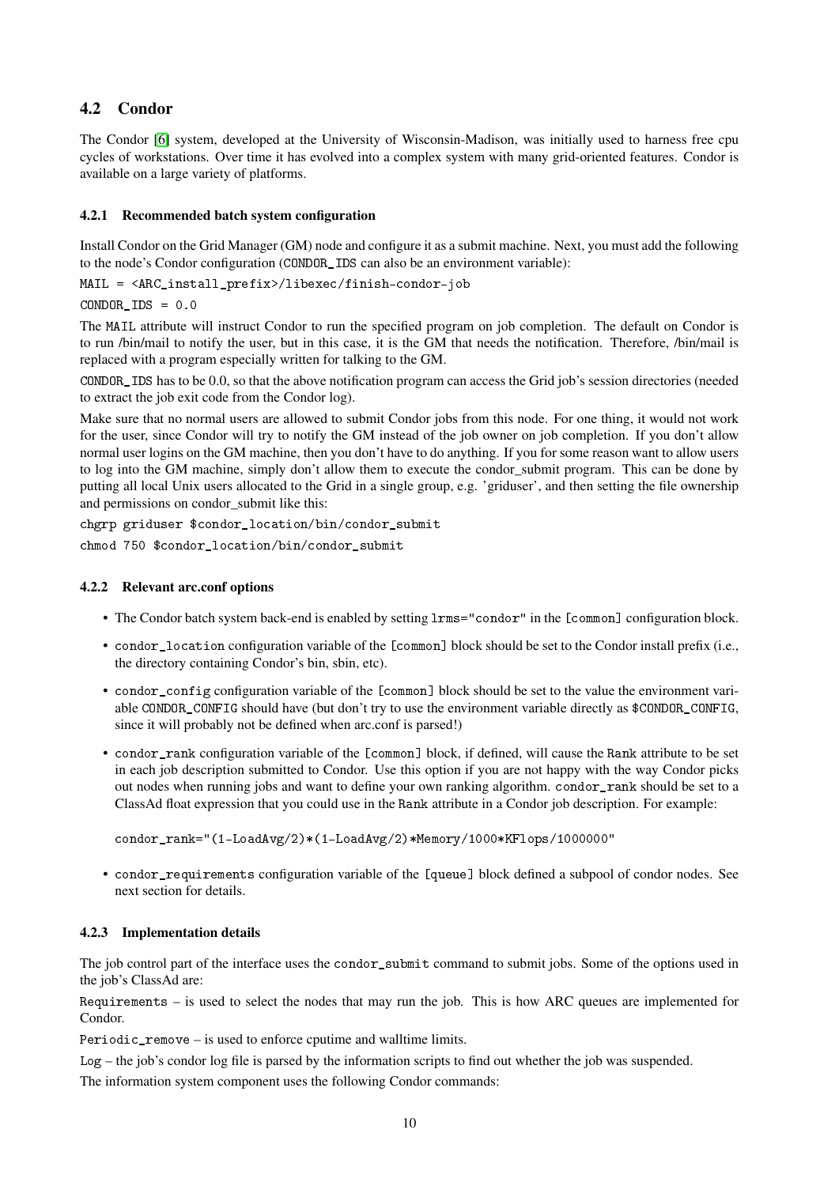## 4.2 Condor

The Condor [6] system, developed at the University of Wisconsin-Madison, was initially used to harness free cpu cycles of workstations. Over time it has evolved into a complex system with many grid-oriented features. Condor is available on a large variety of platforms.

### 4.2.1 Recommended batch system configuration

Install Condor on the Grid Manager (GM) node and configure it as a submit machine. Next, you must add the following to the node's Condor configuration (`CONDOR_IDS` can also be an environment variable):

```
MAIL = <ARC_install_prefix>/libexec/finish-condor-job
CONDOR_IDS = 0.0
```

The `MAIL` attribute will instruct Condor to run the specified program on job completion. The default on Condor is to run /bin/mail to notify the user, but in this case, it is the GM that needs the notification. Therefore, /bin/mail is replaced with a program especially written for talking to the GM.

`CONDOR_IDS` has to be 0.0, so that the above notification program can access the Grid job's session directories (needed to extract the job exit code from the Condor log).

Make sure that no normal users are allowed to submit Condor jobs from this node. For one thing, it would not work for the user, since Condor will try to notify the GM instead of the job owner on job completion. If you don't allow normal user logins on the GM machine, then you don't have to do anything. If you for some reason want to allow users to log into the GM machine, simply don't allow them to execute the condor_submit program. This can be done by putting all local Unix users allocated to the Grid in a single group, e.g. 'griduser', and then setting the file ownership and permissions on condor_submit like this:

```
chgrp griduser $condor_location/bin/condor_submit
chmod 750 $condor_location/bin/condor_submit
```

### 4.2.2 Relevant arc.conf options

- The Condor batch system back-end is enabled by setting `lrms="condor"` in the `[common]` configuration block.
- `condor_location` configuration variable of the `[common]` block should be set to the Condor install prefix (i.e., the directory containing Condor's bin, sbin, etc).
- `condor_config` configuration variable of the `[common]` block should be set to the value the environment variable `CONDOR_CONFIG` should have (but don't try to use the environment variable directly as `$CONDOR_CONFIG`, since it will probably not be defined when arc.conf is parsed!)
- `condor_rank` configuration variable of the `[common]` block, if defined, will cause the `Rank` attribute to be set in each job description submitted to Condor. Use this option if you are not happy with the way Condor picks out nodes when running jobs and want to define your own ranking algorithm. `condor_rank` should be set to a ClassAd float expression that you could use in the `Rank` attribute in a Condor job description. For example:

  ```
  condor_rank="(1-LoadAvg/2)*(1-LoadAvg/2)*Memory/1000*KFlops/1000000"
  ```

- `condor_requirements` configuration variable of the `[queue]` block defined a subpool of condor nodes. See next section for details.

### 4.2.3 Implementation details

The job control part of the interface uses the `condor_submit` command to submit jobs. Some of the options used in the job's ClassAd are:

`Requirements` – is used to select the nodes that may run the job. This is how ARC queues are implemented for Condor.

`Periodic_remove` – is used to enforce cputime and walltime limits.

`Log` – the job's condor log file is parsed by the information scripts to find out whether the job was suspended.

The information system component uses the following Condor commands: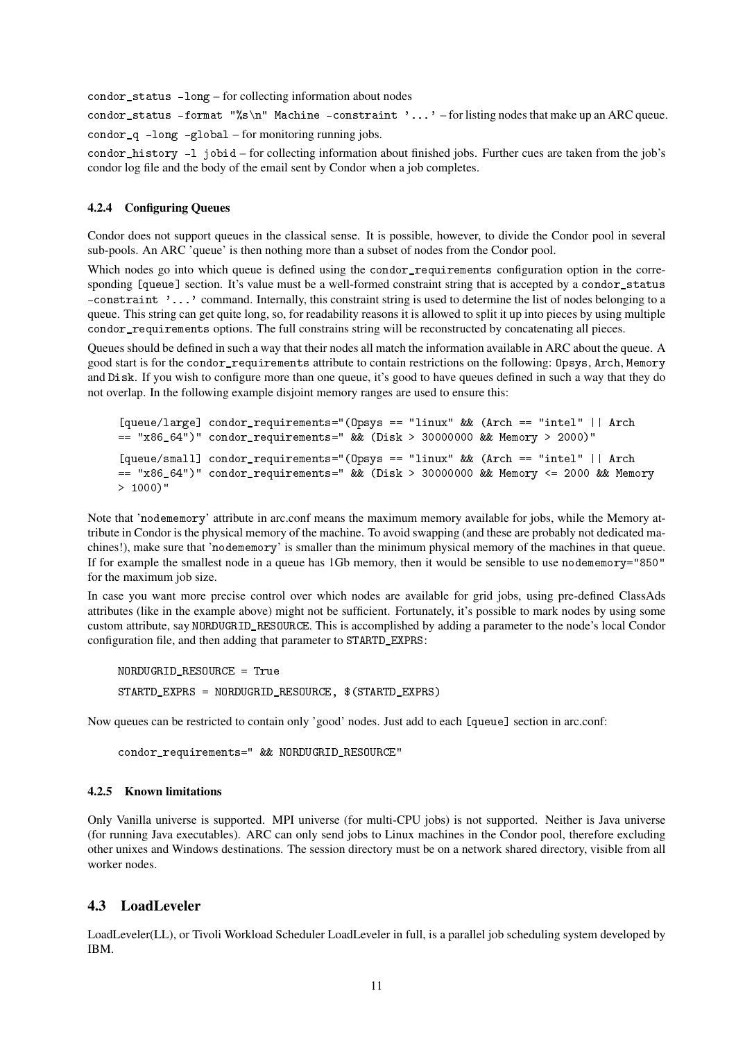`condor_status -long` – for collecting information about nodes

`condor_status -format "%s\n" Machine -constraint '...'` – for listing nodes that make up an ARC queue.

`condor_q -long -global` – for monitoring running jobs.

`condor_history -l jobid` – for collecting information about finished jobs. Further cues are taken from the job's condor log file and the body of the email sent by Condor when a job completes.

#### 4.2.4 Configuring Queues

Condor does not support queues in the classical sense. It is possible, however, to divide the Condor pool in several sub-pools. An ARC 'queue' is then nothing more than a subset of nodes from the Condor pool.

Which nodes go into which queue is defined using the `condor_requirements` configuration option in the corresponding `[queue]` section. It's value must be a well-formed constraint string that is accepted by a `condor_status -constraint '...'` command. Internally, this constraint string is used to determine the list of nodes belonging to a queue. This string can get quite long, so, for readability reasons it is allowed to split it up into pieces by using multiple `condor_requirements` options. The full constrains string will be reconstructed by concatenating all pieces.

Queues should be defined in such a way that their nodes all match the information available in ARC about the queue. A good start is for the `condor_requirements` attribute to contain restrictions on the following: `Opsys`, `Arch`, `Memory` and `Disk`. If you wish to configure more than one queue, it's good to have queues defined in such a way that they do not overlap. In the following example disjoint memory ranges are used to ensure this:

```
[queue/large] condor_requirements="(Opsys == "linux" && (Arch == "intel" || Arch
== "x86_64")" condor_requirements=" && (Disk > 30000000 && Memory > 2000)"

[queue/small] condor_requirements="(Opsys == "linux" && (Arch == "intel" || Arch
== "x86_64")" condor_requirements=" && (Disk > 30000000 && Memory <= 2000 && Memory
> 1000)"
```

Note that '`nodememory`' attribute in arc.conf means the maximum memory available for jobs, while the Memory attribute in Condor is the physical memory of the machine. To avoid swapping (and these are probably not dedicated machines!), make sure that '`nodememory`' is smaller than the minimum physical memory of the machines in that queue. If for example the smallest node in a queue has 1Gb memory, then it would be sensible to use `nodememory="850"` for the maximum job size.

In case you want more precise control over which nodes are available for grid jobs, using pre-defined ClassAds attributes (like in the example above) might not be sufficient. Fortunately, it's possible to mark nodes by using some custom attribute, say `NORDUGRID_RESOURCE`. This is accomplished by adding a parameter to the node's local Condor configuration file, and then adding that parameter to `STARTD_EXPRS`:

```
NORDUGRID_RESOURCE = True

STARTD_EXPRS = NORDUGRID_RESOURCE, $(STARTD_EXPRS)
```

Now queues can be restricted to contain only 'good' nodes. Just add to each `[queue]` section in arc.conf:

```
condor_requirements=" && NORDUGRID_RESOURCE"
```

#### 4.2.5 Known limitations

Only Vanilla universe is supported. MPI universe (for multi-CPU jobs) is not supported. Neither is Java universe (for running Java executables). ARC can only send jobs to Linux machines in the Condor pool, therefore excluding other unixes and Windows destinations. The session directory must be on a network shared directory, visible from all worker nodes.

### 4.3 LoadLeveler

LoadLeveler(LL), or Tivoli Workload Scheduler LoadLeveler in full, is a parallel job scheduling system developed by IBM.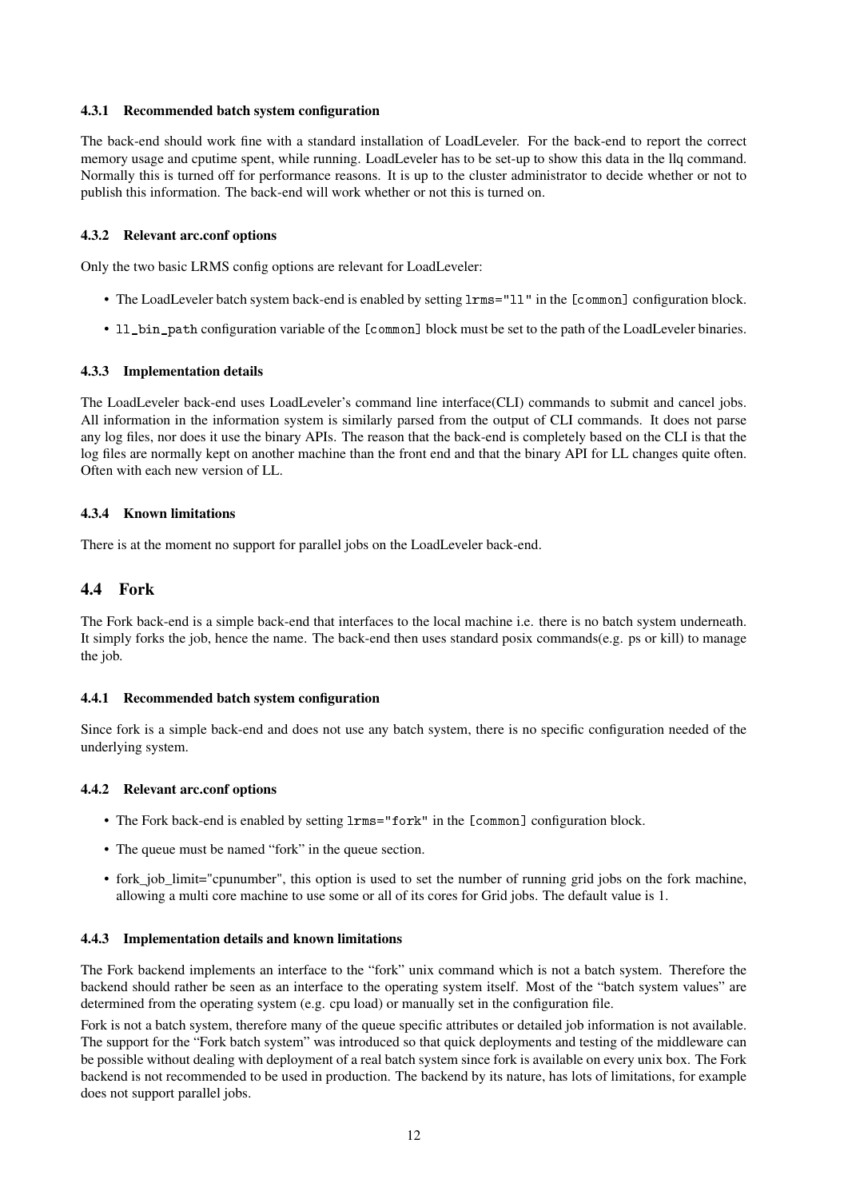#### 4.3.1 Recommended batch system configuration

The back-end should work fine with a standard installation of LoadLeveler. For the back-end to report the correct memory usage and cputime spent, while running. LoadLeveler has to be set-up to show this data in the llq command. Normally this is turned off for performance reasons. It is up to the cluster administrator to decide whether or not to publish this information. The back-end will work whether or not this is turned on.

#### 4.3.2 Relevant arc.conf options

Only the two basic LRMS config options are relevant for LoadLeveler:

- The LoadLeveler batch system back-end is enabled by setting `lrms="ll"` in the `[common]` configuration block.
- `ll_bin_path` configuration variable of the `[common]` block must be set to the path of the LoadLeveler binaries.

#### 4.3.3 Implementation details

The LoadLeveler back-end uses LoadLeveler's command line interface(CLI) commands to submit and cancel jobs. All information in the information system is similarly parsed from the output of CLI commands. It does not parse any log files, nor does it use the binary APIs. The reason that the back-end is completely based on the CLI is that the log files are normally kept on another machine than the front end and that the binary API for LL changes quite often. Often with each new version of LL.

#### 4.3.4 Known limitations

There is at the moment no support for parallel jobs on the LoadLeveler back-end.

### 4.4 Fork

The Fork back-end is a simple back-end that interfaces to the local machine i.e. there is no batch system underneath. It simply forks the job, hence the name. The back-end then uses standard posix commands(e.g. ps or kill) to manage the job.

#### 4.4.1 Recommended batch system configuration

Since fork is a simple back-end and does not use any batch system, there is no specific configuration needed of the underlying system.

#### 4.4.2 Relevant arc.conf options

- The Fork back-end is enabled by setting `lrms="fork"` in the `[common]` configuration block.
- The queue must be named "fork" in the queue section.
- fork_job_limit="cpunumber", this option is used to set the number of running grid jobs on the fork machine, allowing a multi core machine to use some or all of its cores for Grid jobs. The default value is 1.

#### 4.4.3 Implementation details and known limitations

The Fork backend implements an interface to the "fork" unix command which is not a batch system. Therefore the backend should rather be seen as an interface to the operating system itself. Most of the "batch system values" are determined from the operating system (e.g. cpu load) or manually set in the configuration file.

Fork is not a batch system, therefore many of the queue specific attributes or detailed job information is not available. The support for the "Fork batch system" was introduced so that quick deployments and testing of the middleware can be possible without dealing with deployment of a real batch system since fork is available on every unix box. The Fork backend is not recommended to be used in production. The backend by its nature, has lots of limitations, for example does not support parallel jobs.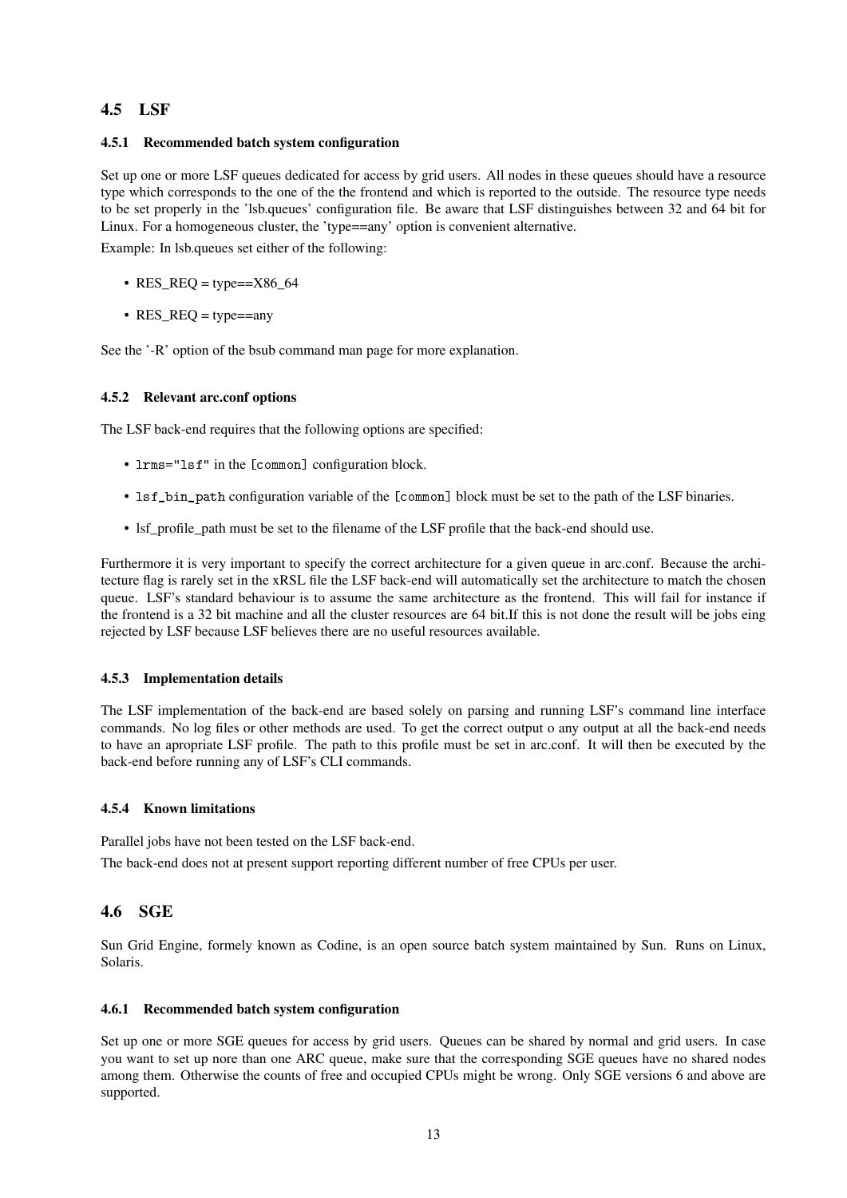## 4.5 LSF

### 4.5.1 Recommended batch system configuration

Set up one or more LSF queues dedicated for access by grid users. All nodes in these queues should have a resource type which corresponds to the one of the the frontend and which is reported to the outside. The resource type needs to be set properly in the 'lsb.queues' configuration file. Be aware that LSF distinguishes between 32 and 64 bit for Linux. For a homogeneous cluster, the 'type==any' option is convenient alternative.

Example: In lsb.queues set either of the following:

- RES_REQ = type==X86_64
- RES_REQ = type==any

See the '-R' option of the bsub command man page for more explanation.

### 4.5.2 Relevant arc.conf options

The LSF back-end requires that the following options are specified:

- `lrms="lsf"` in the `[common]` configuration block.
- `lsf_bin_path` configuration variable of the `[common]` block must be set to the path of the LSF binaries.
- lsf_profile_path must be set to the filename of the LSF profile that the back-end should use.

Furthermore it is very important to specify the correct architecture for a given queue in arc.conf. Because the architecture flag is rarely set in the xRSL file the LSF back-end will automatically set the architecture to match the chosen queue. LSF's standard behaviour is to assume the same architecture as the frontend. This will fail for instance if the frontend is a 32 bit machine and all the cluster resources are 64 bit.If this is not done the result will be jobs eing rejected by LSF because LSF believes there are no useful resources available.

### 4.5.3 Implementation details

The LSF implementation of the back-end are based solely on parsing and running LSF's command line interface commands. No log files or other methods are used. To get the correct output o any output at all the back-end needs to have an apropriate LSF profile. The path to this profile must be set in arc.conf. It will then be executed by the back-end before running any of LSF's CLI commands.

### 4.5.4 Known limitations

Parallel jobs have not been tested on the LSF back-end.

The back-end does not at present support reporting different number of free CPUs per user.

## 4.6 SGE

Sun Grid Engine, formely known as Codine, is an open source batch system maintained by Sun. Runs on Linux, Solaris.

### 4.6.1 Recommended batch system configuration

Set up one or more SGE queues for access by grid users. Queues can be shared by normal and grid users. In case you want to set up nore than one ARC queue, make sure that the corresponding SGE queues have no shared nodes among them. Otherwise the counts of free and occupied CPUs might be wrong. Only SGE versions 6 and above are supported.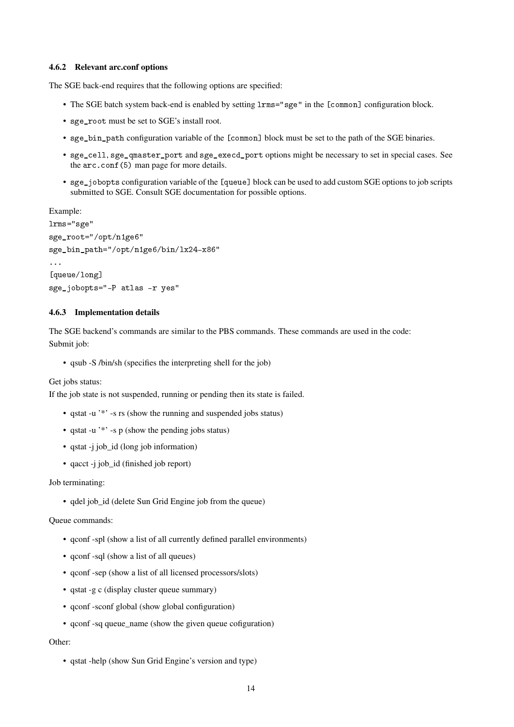### 4.6.2 Relevant arc.conf options

The SGE back-end requires that the following options are specified:

- The SGE batch system back-end is enabled by setting `lrms="sge"` in the `[common]` configuration block.
- `sge_root` must be set to SGE's install root.
- `sge_bin_path` configuration variable of the `[common]` block must be set to the path of the SGE binaries.
- `sge_cell`, `sge_qmaster_port` and `sge_execd_port` options might be necessary to set in special cases. See the `arc.conf(5)` man page for more details.
- `sge_jobopts` configuration variable of the `[queue]` block can be used to add custom SGE options to job scripts submitted to SGE. Consult SGE documentation for possible options.

Example:

```
lrms="sge"
sge_root="/opt/n1ge6"
sge_bin_path="/opt/n1ge6/bin/lx24-x86"
...
[queue/long]
sge_jobopts="-P atlas -r yes"
```

### 4.6.3 Implementation details

The SGE backend's commands are similar to the PBS commands. These commands are used in the code:
Submit job:

- qsub -S /bin/sh (specifies the interpreting shell for the job)

Get jobs status:
If the job state is not suspended, running or pending then its state is failed.

- qstat -u '*' -s rs (show the running and suspended jobs status)
- qstat -u '*' -s p (show the pending jobs status)
- qstat -j job_id (long job information)
- qacct -j job_id (finished job report)

Job terminating:

- qdel job_id (delete Sun Grid Engine job from the queue)

Queue commands:

- qconf -spl (show a list of all currently defined parallel environments)
- qconf -sql (show a list of all queues)
- qconf -sep (show a list of all licensed processors/slots)
- qstat -g c (display cluster queue summary)
- qconf -sconf global (show global configuration)
- qconf -sq queue_name (show the given queue cofiguration)

Other:

- qstat -help (show Sun Grid Engine's version and type)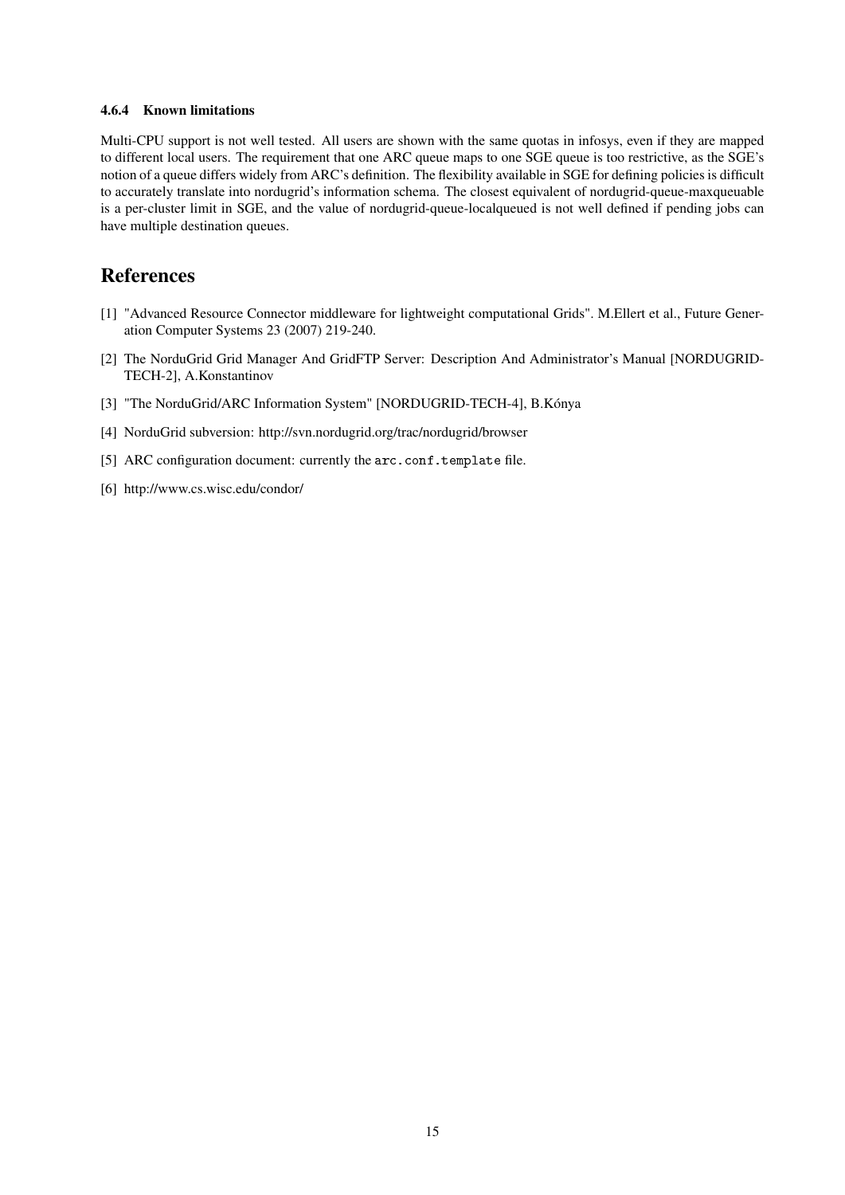#### 4.6.4 Known limitations

Multi-CPU support is not well tested. All users are shown with the same quotas in infosys, even if they are mapped to different local users. The requirement that one ARC queue maps to one SGE queue is too restrictive, as the SGE's notion of a queue differs widely from ARC's definition. The flexibility available in SGE for defining policies is difficult to accurately translate into nordugrid's information schema. The closest equivalent of nordugrid-queue-maxqueuable is a per-cluster limit in SGE, and the value of nordugrid-queue-localqueued is not well defined if pending jobs can have multiple destination queues.

## References

[1] "Advanced Resource Connector middleware for lightweight computational Grids". M.Ellert et al., Future Generation Computer Systems 23 (2007) 219-240.

[2] The NorduGrid Grid Manager And GridFTP Server: Description And Administrator's Manual [NORDUGRID-TECH-2], A.Konstantinov

[3] "The NorduGrid/ARC Information System" [NORDUGRID-TECH-4], B.Kónya

[4] NorduGrid subversion: http://svn.nordugrid.org/trac/nordugrid/browser

[5] ARC configuration document: currently the `arc.conf.template` file.

[6] http://www.cs.wisc.edu/condor/